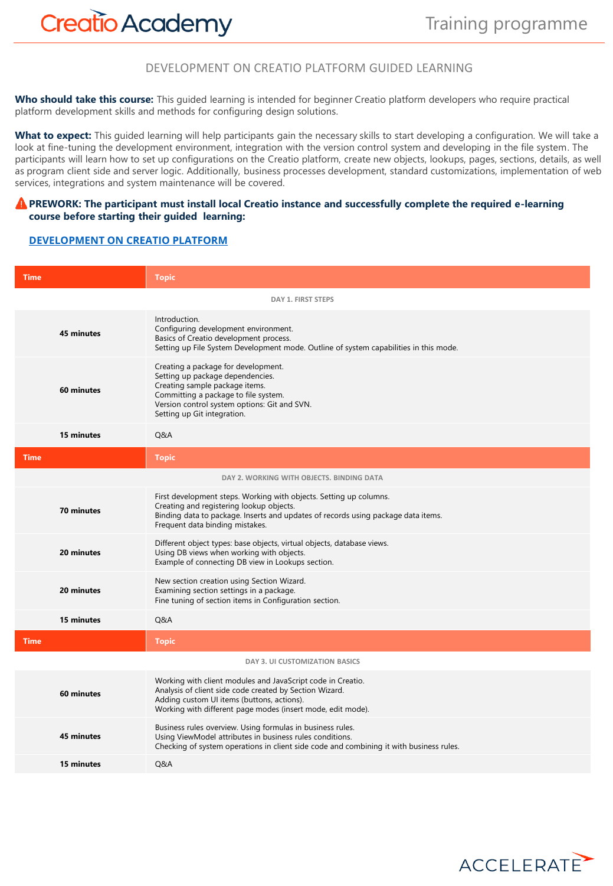# DEVELOPMENT ON CREATIO PLATFORM GUIDED LEARNING

**Who should take this course:** This guided learning is intended for beginner Creatio platform developers who require practical platform development skills and methods for configuring design solutions.

**What to expect:** This guided learning will help participants gain the necessary skills to start developing a configuration. We will take a look at fine-tuning the development environment, integration with the version control system and developing in the file system. The participants will learn how to set up configurations on the Creatio platform, create new objects, lookups, pages, sections, details, as well as program client side and server logic. Additionally, business processes development, standard customizations, implementation of web services, integrations and system maintenance will be covered.

⚠ **PREWORK: The participant must install local Creatio instance and successfully complete the required e-learning course before starting their guided learning:**

**[DEVELOPMENT ON CREATIO PLATFORM]**

| Time | Topic |
|---|---|
| **DAY 1. FIRST STEPS** | |
| **45 minutes** | Introduction.<br>Configuring development environment.<br>Basics of Creatio development process.<br>Setting up File System Development mode. Outline of system capabilities in this mode. |
| **60 minutes** | Creating a package for development.<br>Setting up package dependencies.<br>Creating sample package items.<br>Committing a package to file system.<br>Version control system options: Git and SVN.<br>Setting up Git integration. |
| **15 minutes** | Q&A |

| Time | Topic |
|---|---|
| **DAY 2. WORKING WITH OBJECTS. BINDING DATA** | |
| **70 minutes** | First development steps. Working with objects. Setting up columns.<br>Creating and registering lookup objects.<br>Binding data to package. Inserts and updates of records using package data items.<br>Frequent data binding mistakes. |
| **20 minutes** | Different object types: base objects, virtual objects, database views.<br>Using DB views when working with objects.<br>Example of connecting DB view in Lookups section. |
| **20 minutes** | New section creation using Section Wizard.<br>Examining section settings in a package.<br>Fine tuning of section items in Configuration section. |
| **15 minutes** | Q&A |

| Time | Topic |
|---|---|
| **DAY 3. UI CUSTOMIZATION BASICS** | |
| **60 minutes** | Working with client modules and JavaScript code in Creatio.<br>Analysis of client side code created by Section Wizard.<br>Adding custom UI items (buttons, actions).<br>Working with different page modes (insert mode, edit mode). |
| **45 minutes** | Business rules overview. Using formulas in business rules.<br>Using ViewModel attributes in business rules conditions.<br>Checking of system operations in client side code and combining it with business rules. |
| **15 minutes** | Q&A |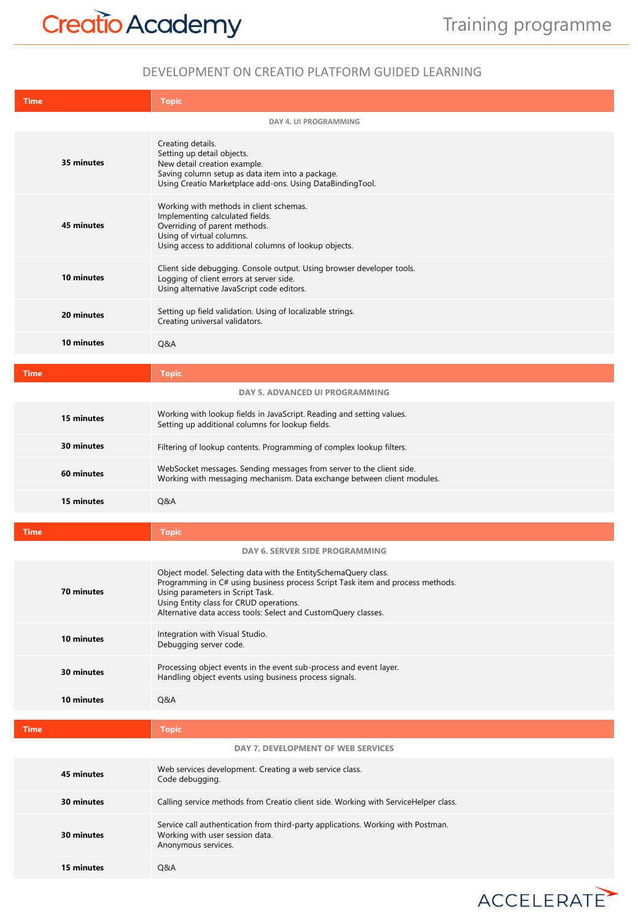## DEVELOPMENT ON CREATIO PLATFORM GUIDED LEARNING

| Time | Topic |
|---|---|
| **DAY 4. UI PROGRAMMING** | |
| **35 minutes** | Creating details.<br>Setting up detail objects.<br>New detail creation example.<br>Saving column setup as data item into a package.<br>Using Creatio Marketplace add-ons. Using DataBindingTool. |
| **45 minutes** | Working with methods in client schemas.<br>Implementing calculated fields.<br>Overriding of parent methods.<br>Using of virtual columns.<br>Using access to additional columns of lookup objects. |
| **10 minutes** | Client side debugging. Console output. Using browser developer tools.<br>Logging of client errors at server side.<br>Using alternative JavaScript code editors. |
| **20 minutes** | Setting up field validation. Using of localizable strings.<br>Creating universal validators. |
| **10 minutes** | Q&A |

| Time | Topic |
|---|---|
| **DAY 5. ADVANCED UI PROGRAMMING** | |
| **15 minutes** | Working with lookup fields in JavaScript. Reading and setting values.<br>Setting up additional columns for lookup fields. |
| **30 minutes** | Filtering of lookup contents. Programming of complex lookup filters. |
| **60 minutes** | WebSocket messages. Sending messages from server to the client side.<br>Working with messaging mechanism. Data exchange between client modules. |
| **15 minutes** | Q&A |

| Time | Topic |
|---|---|
| **DAY 6. SERVER SIDE PROGRAMMING** | |
| **70 minutes** | Object model. Selecting data with the EntitySchemaQuery class.<br>Programming in C# using business process Script Task item and process methods.<br>Using parameters in Script Task.<br>Using Entity class for CRUD operations.<br>Alternative data access tools: Select and CustomQuery classes. |
| **10 minutes** | Integration with Visual Studio.<br>Debugging server code. |
| **30 minutes** | Processing object events in the event sub-process and event layer.<br>Handling object events using business process signals. |
| **10 minutes** | Q&A |

| Time | Topic |
|---|---|
| **DAY 7. DEVELOPMENT OF WEB SERVICES** | |
| **45 minutes** | Web services development. Creating a web service class.<br>Code debugging. |
| **30 minutes** | Calling service methods from Creatio client side. Working with ServiceHelper class. |
| **30 minutes** | Service call authentication from third-party applications. Working with Postman.<br>Working with user session data.<br>Anonymous services. |
| **15 minutes** | Q&A |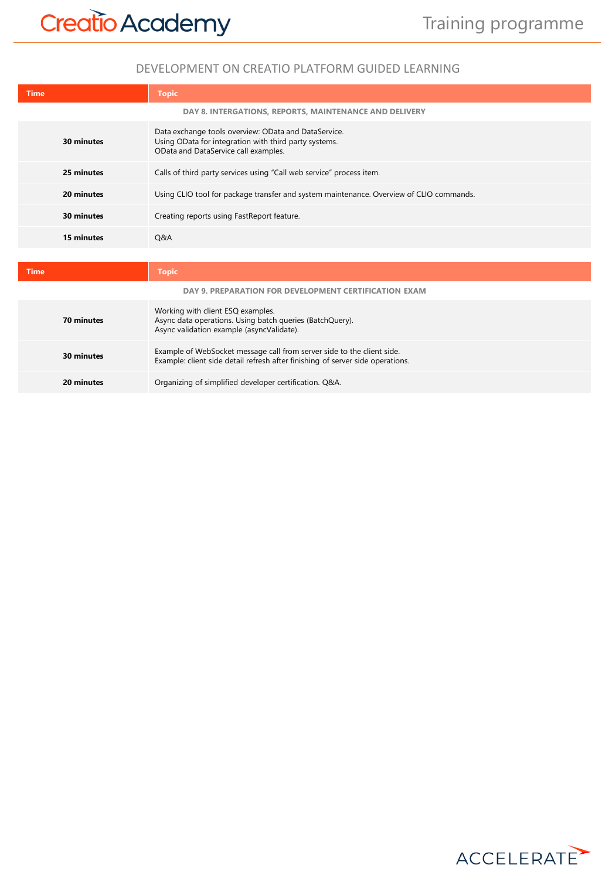## DEVELOPMENT ON CREATIO PLATFORM GUIDED LEARNING

| Time | Topic |
|---|---|
| **DAY 8. INTERGATIONS, REPORTS, MAINTENANCE AND DELIVERY** | |
| **30 minutes** | Data exchange tools overview: OData and DataService.<br>Using OData for integration with third party systems.<br>OData and DataService call examples. |
| **25 minutes** | Calls of third party services using "Call web service" process item. |
| **20 minutes** | Using CLIO tool for package transfer and system maintenance. Overview of CLIO commands. |
| **30 minutes** | Creating reports using FastReport feature. |
| **15 minutes** | Q&A |

| Time | Topic |
|---|---|
| **DAY 9. PREPARATION FOR DEVELOPMENT CERTIFICATION EXAM** | |
| **70 minutes** | Working with client ESQ examples.<br>Async data operations. Using batch queries (BatchQuery).<br>Async validation example (asyncValidate). |
| **30 minutes** | Example of WebSocket message call from server side to the client side.<br>Example: client side detail refresh after finishing of server side operations. |
| **20 minutes** | Organizing of simplified developer certification. Q&A. |